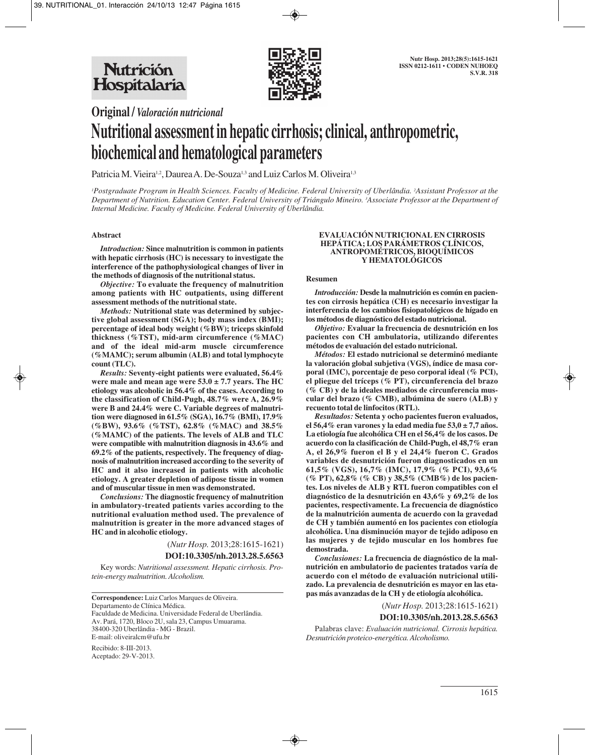**Original / *Valoración nutricional***

# Nutritional assessment in hepatic cirrhosis; clinical, anthropometric, biochemical and hematological parameters

Patricia M. Vieira[1,2], Daurea A. De-Souza[1,3] and Luiz Carlos M. Oliveira[1,3]

*[1]Postgraduate Program in Health Sciences. Faculty of Medicine. Federal University of Uberlândia. [2]Assistant Professor at the Department of Nutrition. Education Center. Federal University of Triángulo Mineiro. [3]Associate Professor at the Department of Internal Medicine. Faculty of Medicine. Federal University of Uberlândia.*

## Abstract

***Introduction:*** **Since malnutrition is common in patients with hepatic cirrhosis (HC) is necessary to investigate the interference of the pathophysiological changes of liver in the methods of diagnosis of the nutritional status.**

***Objective:*** **To evaluate the frequency of malnutrition among patients with HC outpatients, using different assessment methods of the nutritional state.**

***Methods:*** **Nutritional state was determined by subjective global assessment (SGA); body mass index (BMI); percentage of ideal body weight (%BW); triceps skinfold thickness (%TST), mid-arm circumference (%MAC) and of the ideal mid-arm muscle circumference (%MAMC); serum albumin (ALB) and total lymphocyte count (TLC).**

***Results:*** **Seventy-eight patients were evaluated, 56.4% were male and mean age were 53.0 ± 7.7 years. The HC etiology was alcoholic in 56.4% of the cases. According to the classification of Child-Pugh, 48.7% were A, 26.9% were B and 24.4% were C. Variable degrees of malnutrition were diagnosed in 61.5% (SGA), 16.7% (BMI), 17.9% (%BW), 93.6% (%TST), 62.8% (%MAC) and 38.5% (%MAMC) of the patients. The levels of ALB and TLC were compatible with malnutrition diagnosis in 43.6% and 69.2% of the patients, respectively. The frequency of diagnosis of malnutrition increased according to the severity of HC and it also increased in patients with alcoholic etiology. A greater depletion of adipose tissue in women and of muscular tissue in men was demonstrated.**

***Conclusions:*** **The diagnostic frequency of malnutrition in ambulatory-treated patients varies according to the nutritional evaluation method used. The prevalence of malnutrition is greater in the more advanced stages of HC and in alcoholic etiology.**

(*Nutr Hosp.* 2013;28:1615-1621)

**DOI:10.3305/nh.2013.28.5.6563**

Key words: *Nutritional assessment. Hepatic cirrhosis. Protein-energy malnutrition. Alcoholism.*

**Correspondence:** Luiz Carlos Marques de Oliveira.
Departamento de Clínica Médica.
Faculdade de Medicina. Universidade Federal de Uberlândia.
Av. Pará, 1720, Bloco 2U, sala 23, Campus Umuarama.
38400-320 Uberlândia - MG - Brazil.
E-mail: oliveiralcm@ufu.br

Recibido: 8-III-2013.
Aceptado: 29-V-2013.

## EVALUACIÓN NUTRICIONAL EN CIRROSIS HEPÁTICA; LOS PARÁMETROS CLÍNICOS, ANTROPOMÉTRICOS, BIOQUÍMICOS Y HEMATOLÓGICOS

### Resumen

***Introducción:*** **Desde la malnutrición es común en pacientes con cirrosis hepática (CH) es necesario investigar la interferencia de los cambios fisiopatológicos de hígado en los métodos de diagnóstico del estado nutricional.**

***Objetivo:*** **Evaluar la frecuencia de desnutrición en los pacientes con CH ambulatoria, utilizando diferentes métodos de evaluación del estado nutricional.**

***Métodos:*** **El estado nutricional se determinó mediante la valoración global subjetiva (VGS), índice de masa corporal (IMC), porcentaje de peso corporal ideal (% PCI), el pliegue del tríceps (% PT), circunferencia del brazo (% CB) y de la ideales mediados de circunferencia muscular del brazo (% CMB), albúmina de suero (ALB) y recuento total de linfocitos (RTL).**

***Resultados:*** **Setenta y ocho pacientes fueron evaluados, el 56,4% eran varones y la edad media fue 53,0 ± 7,7 años. La etiología fue alcohólica CH en el 56,4% de los casos. De acuerdo con la clasificación de Child-Pugh, el 48,7% eran A, el 26,9% fueron el B y el 24,4% fueron C. Grados variables de desnutrición fueron diagnosticados en un 61,5% (VGS), 16,7% (IMC), 17,9% (% PCI), 93,6% (% PT), 62,8% (% CB) y 38,5% (CMB%) de los pacientes. Los niveles de ALB y RTL fueron compatibles con el diagnóstico de la desnutrición en 43,6% y 69,2% de los pacientes, respectivamente. La frecuencia de diagnóstico de la malnutrición aumenta de acuerdo con la gravedad de CH y también aumentó en los pacientes con etiología alcohólica. Una disminución mayor de tejido adiposo en las mujeres y de tejido muscular en los hombres fue demostrada.**

***Conclusiones:*** **La frecuencia de diagnóstico de la malnutrición en ambulatorio de pacientes tratados varía de acuerdo con el método de evaluación nutricional utilizado. La prevalencia de desnutrición es mayor en las etapas más avanzadas de la CH y de etiología alcohólica.**

(*Nutr Hosp.* 2013;28:1615-1621)

**DOI:10.3305/nh.2013.28.5.6563**

Palabras clave: *Evaluación nutricional. Cirrosis hepática. Desnutrición proteico-energética. Alcoholismo.*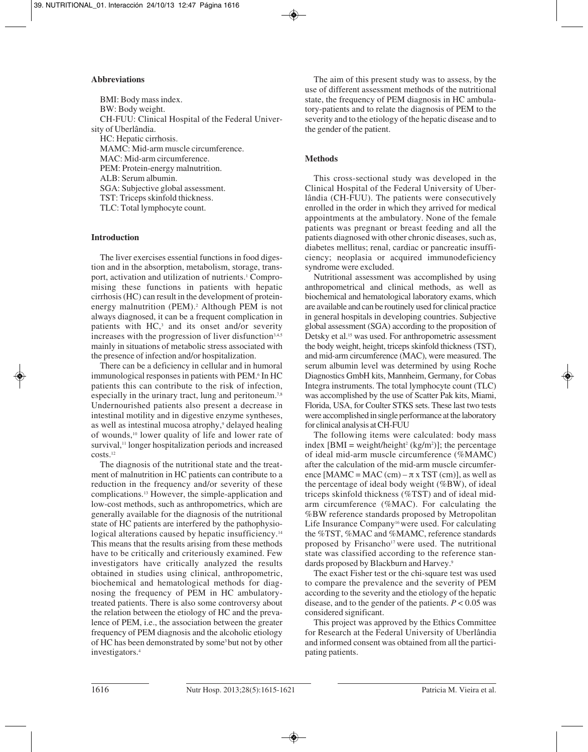### Abbreviations

BMI: Body mass index.
BW: Body weight.
CH-FUU: Clinical Hospital of the Federal University of Uberlândia.
HC: Hepatic cirrhosis.
MAMC: Mid-arm muscle circumference.
MAC: Mid-arm circumference.
PEM: Protein-energy malnutrition.
ALB: Serum albumin.
SGA: Subjective global assessment.
TST: Triceps skinfold thickness.
TLC: Total lymphocyte count.

### Introduction

The liver exercises essential functions in food digestion and in the absorption, metabolism, storage, transport, activation and utilization of nutrients.[1] Compromising these functions in patients with hepatic cirrhosis (HC) can result in the development of protein-energy malnutrition (PEM).[2] Although PEM is not always diagnosed, it can be a frequent complication in patients with HC,[3] and its onset and/or severity increases with the progression of liver disfunction[3,4,5] mainly in situations of metabolic stress associated with the presence of infection and/or hospitalization.

There can be a deficiency in cellular and in humoral immunological responses in patients with PEM.[6] In HC patients this can contribute to the risk of infection, especially in the urinary tract, lung and peritoneum.[7,8] Undernourished patients also present a decrease in intestinal motility and in digestive enzyme syntheses, as well as intestinal mucosa atrophy,[9] delayed healing of wounds,[10] lower quality of life and lower rate of survival,[11] longer hospitalization periods and increased costs.[12]

The diagnosis of the nutritional state and the treatment of malnutrition in HC patients can contribute to a reduction in the frequency and/or severity of these complications.[13] However, the simple-application and low-cost methods, such as anthropometrics, which are generally available for the diagnosis of the nutritional state of HC patients are interfered by the pathophysiological alterations caused by hepatic insufficiency.[14] This means that the results arising from these methods have to be critically and criteriously examined. Few investigators have critically analyzed the results obtained in studies using clinical, anthropometric, biochemical and hematological methods for diagnosing the frequency of PEM in HC ambulatory-treated patients. There is also some controversy about the relation between the etiology of HC and the prevalence of PEM, i.e., the association between the greater frequency of PEM diagnosis and the alcoholic etiology of HC has been demonstrated by some[3] but not by other investigators.[4]

The aim of this present study was to assess, by the use of different assesment methods of the nutritional state, the frequency of PEM diagnosis in HC ambulatory-patients and to relate the diagnosis of PEM to the severity and to the etiology of the hepatic disease and to the gender of the patient.

### Methods

This cross-sectional study was developed in the Clinical Hospital of the Federal University of Uberlândia (CH-FUU). The patients were consecutively enrolled in the order in which they arrived for medical appointments at the ambulatory. None of the female patients was pregnant or breast feeding and all the patients diagnosed with other chronic diseases, such as, diabetes mellitus; renal, cardiac or pancreatic insufficiency; neoplasia or acquired immunodeficiency syndrome were excluded.

Nutritional assessment was accomplished by using anthropometrical and clinical methods, as well as biochemical and hematological laboratory exams, which are available and can be routinely used for clinical practice in general hospitals in developing countries. Subjective global assessment (SGA) according to the proposition of Detsky et al.[15] was used. For anthropometric assessment the body weight, height, triceps skinfold thickness (TST), and mid-arm circumference (MAC), were measured. The serum albumin level was determined by using Roche Diagnostics GmbH kits, Mannheim, Germany, for Cobas Integra instruments. The total lymphocyte count (TLC) was accomplished by the use of Scatter Pak kits, Miami, Florida, USA, for Coulter STKS sets. These last two tests were accomplished in single performance at the laboratory for clinical analysis at CH-FUU

The following items were calculated: body mass index [BMI = weight/height$^2$ (kg/m$^2$)]; the percentage of ideal mid-arm muscle circumference (%MAMC) after the calculation of the mid-arm muscle circumference [MAMC = MAC (cm) – $\pi$ x TST (cm)], as well as the percentage of ideal body weight (%BW), of ideal triceps skinfold thickness (%TST) and of ideal mid-arm circumference (%MAC). For calculating the %BW reference standards proposed by Metropolitan Life Insurance Company[16] were used. For calculating the %TST, %MAC and %MAMC, reference standards proposed by Frisancho[17] were used. The nutritional state was classified according to the reference standards proposed by Blackburn and Harvey.[9]

The exact Fisher test or the chi-square test was used to compare the prevalence and the severity of PEM according to the severity and the etiology of the hepatic disease, and to the gender of the patients. $P < 0.05$ was considered significant.

This project was approved by the Ethics Committee for Research at the Federal University of Uberlândia and informed consent was obtained from all the participating patients.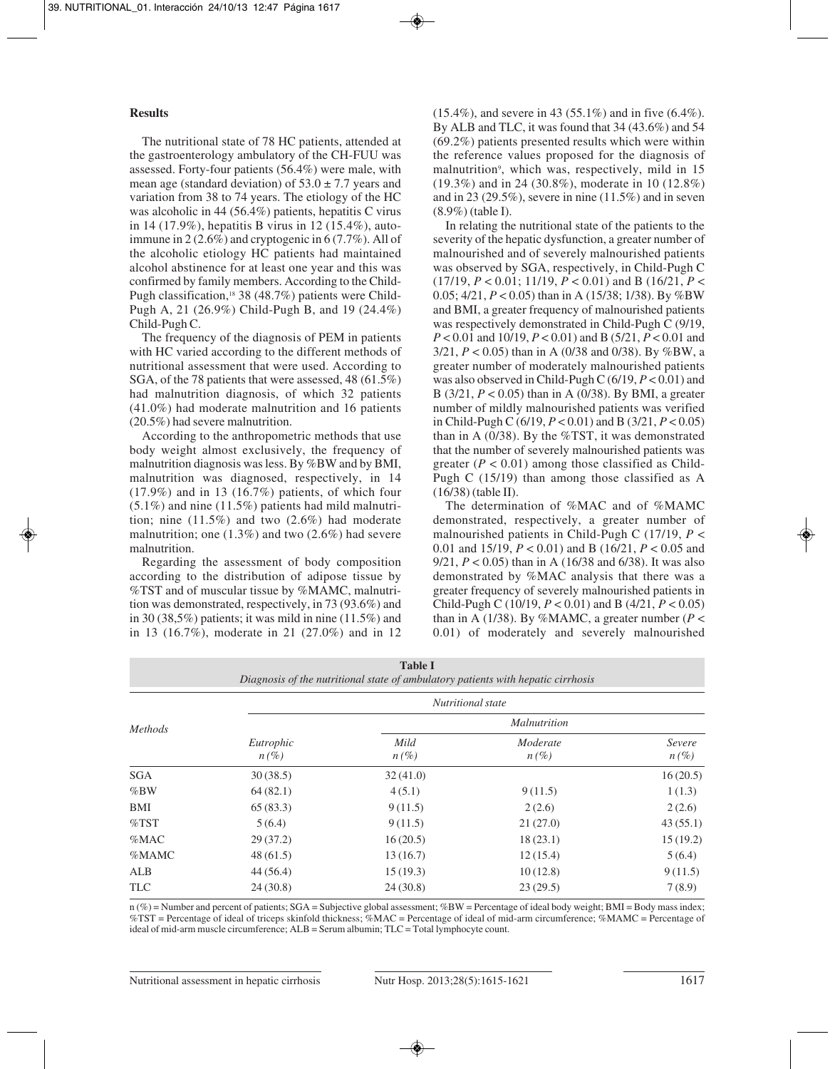## Results

The nutritional state of 78 HC patients, attended at the gastroenterology ambulatory of the CH-FUU was assessed. Forty-four patients (56.4%) were male, with mean age (standard deviation) of $53.0 \pm 7.7$ years and variation from 38 to 74 years. The etiology of the HC was alcoholic in 44 (56.4%) patients, hepatitis C virus in 14 (17.9%), hepatitis B virus in 12 (15.4%), autoimmune in 2 (2.6%) and cryptogenic in 6 (7.7%). All of the alcoholic etiology HC patients had maintained alcohol abstinence for at least one year and this was confirmed by family members. According to the Child-Pugh classification,[18] 38 (48.7%) patients were Child-Pugh A, 21 (26.9%) Child-Pugh B, and 19 (24.4%) Child-Pugh C.

The frequency of the diagnosis of PEM in patients with HC varied according to the different methods of nutritional assessment that were used. According to SGA, of the 78 patients that were assessed, 48 (61.5%) had malnutrition diagnosis, of which 32 patients (41.0%) had moderate malnutrition and 16 patients (20.5%) had severe malnutrition.

According to the anthropometric methods that use body weight almost exclusively, the frequency of malnutrition diagnosis was less. By %BW and by BMI, malnutrition was diagnosed, respectively, in 14 (17.9%) and in 13 (16.7%) patients, of which four (5.1%) and nine (11.5%) patients had mild malnutrition; nine (11.5%) and two (2.6%) had moderate malnutrition; one (1.3%) and two (2.6%) had severe malnutrition.

Regarding the assessment of body composition according to the distribution of adipose tissue by %TST and of muscular tissue by %MAMC, malnutrition was demonstrated, respectively, in 73 (93.6%) and in 30 (38,5%) patients; it was mild in nine (11.5%) and in 13 (16.7%), moderate in 21 (27.0%) and in 12 (15.4%), and severe in 43 (55.1%) and in five (6.4%). By ALB and TLC, it was found that 34 (43.6%) and 54 (69.2%) patients presented results which were within the reference values proposed for the diagnosis of malnutrition[9], which was, respectively, mild in 15 (19.3%) and in 24 (30.8%), moderate in 10 (12.8%) and in 23 (29.5%), severe in nine (11.5%) and in seven (8.9%) (table I).

In relating the nutritional state of the patients to the severity of the hepatic dysfunction, a greater number of malnourished and of severely malnourished patients was observed by SGA, respectively, in Child-Pugh C (17/19, $P < 0.01$; 11/19, $P < 0.01$) and B (16/21, $P < 0.05$; 4/21, $P < 0.05$) than in A (15/38; 1/38). By %BW and BMI, a greater frequency of malnourished patients was respectively demonstrated in Child-Pugh C (9/19, $P < 0.01$ and 10/19, $P < 0.01$) and B (5/21, $P < 0.01$ and 3/21, $P < 0.05$) than in A (0/38 and 0/38). By %BW, a greater number of moderately malnourished patients was also observed in Child-Pugh C (6/19, $P < 0.01$) and B (3/21, $P < 0.05$) than in A (0/38). By BMI, a greater number of mildly malnourished patients was verified in Child-Pugh C (6/19, $P < 0.01$) and B (3/21, $P < 0.05$) than in A (0/38). By the %TST, it was demonstrated that the number of severely malnourished patients was greater ($P < 0.01$) among those classified as Child-Pugh C (15/19) than among those classified as A (16/38) (table II).

The determination of %MAC and of %MAMC demonstrated, respectively, a greater number of malnourished patients in Child-Pugh C (17/19, $P < 0.01$ and 15/19, $P < 0.01$) and B (16/21, $P < 0.05$ and 9/21, $P < 0.05$) than in A (16/38 and 6/38). It was also demonstrated by %MAC analysis that there was a greater frequency of severely malnourished patients in Child-Pugh C (10/19, $P < 0.01$) and B (4/21, $P < 0.05$) than in A (1/38). By %MAMC, a greater number ($P < 0.01$) of moderately and severely malnourished

**Table I**
*Diagnosis of the nutritional state of ambulatory patients with hepatic cirrhosis*

| Methods | Nutritional state | | | |
|---|---|---|---|---|
| | Eutrophic n (%) | Malnutrition: Mild n (%) | Malnutrition: Moderate n (%) | Malnutrition: Severe n (%) |
| SGA | 30 (38.5) | 32 (41.0) | | 16 (20.5) |
| %BW | 64 (82.1) | 4 (5.1) | 9 (11.5) | 1 (1.3) |
| BMI | 65 (83.3) | 9 (11.5) | 2 (2.6) | 2 (2.6) |
| %TST | 5 (6.4) | 9 (11.5) | 21 (27.0) | 43 (55.1) |
| %MAC | 29 (37.2) | 16 (20.5) | 18 (23.1) | 15 (19.2) |
| %MAMC | 48 (61.5) | 13 (16.7) | 12 (15.4) | 5 (6.4) |
| ALB | 44 (56.4) | 15 (19.3) | 10 (12.8) | 9 (11.5) |
| TLC | 24 (30.8) | 24 (30.8) | 23 (29.5) | 7 (8.9) |

n (%) = Number and percent of patients; SGA = Subjective global assessment; %BW = Percentage of ideal body weight; BMI = Body mass index; %TST = Percentage of ideal of triceps skinfold thickness; %MAC = Percentage of ideal of mid-arm circumference; %MAMC = Percentage of ideal of mid-arm muscle circumference; ALB = Serum albumin; TLC = Total lymphocyte count.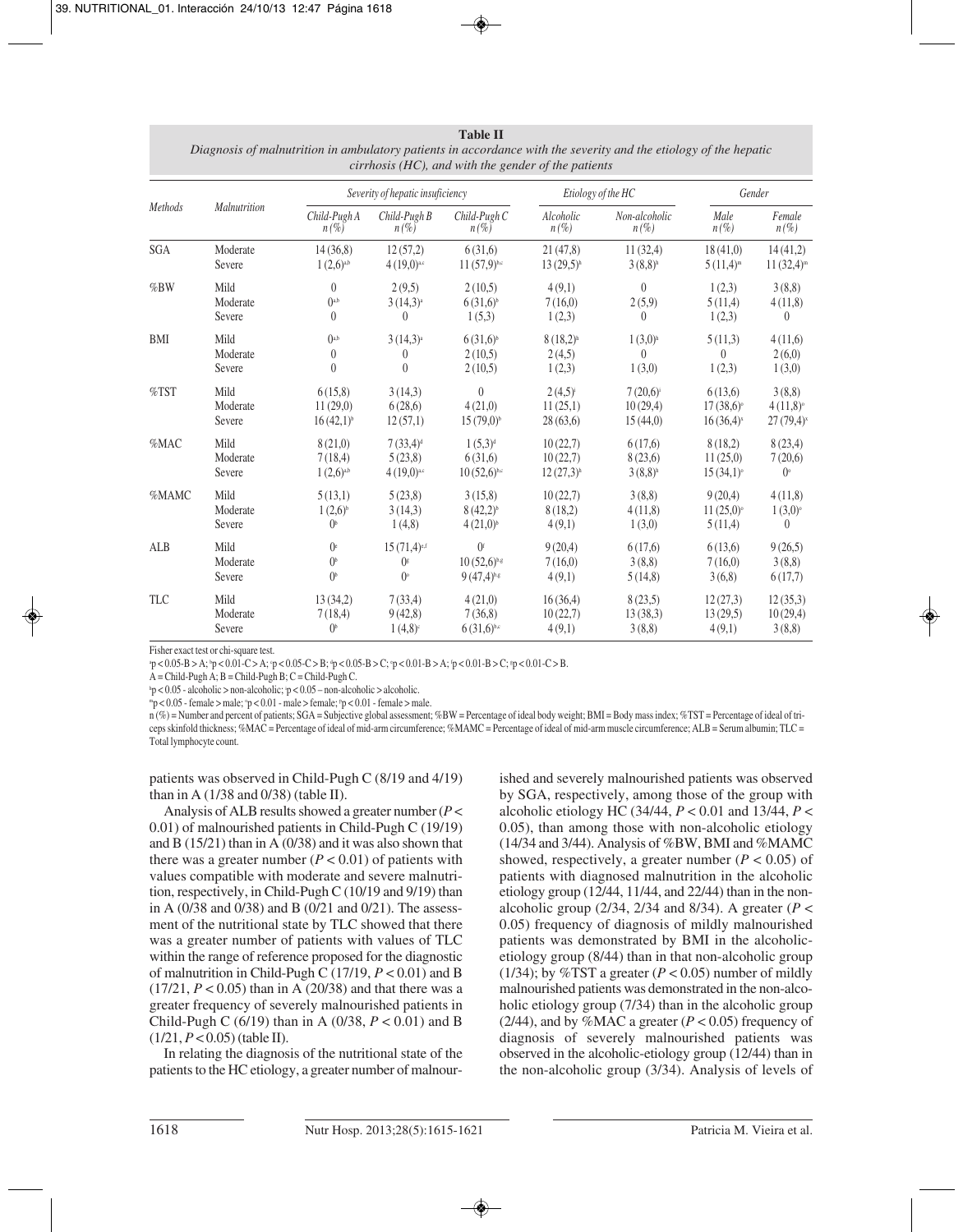**Table II**
*Diagnosis of malnutrition in ambulatory patients in accordance with the severity and the etiology of the hepatic cirrhosis (HC), and with the gender of the patients*

| Methods | Malnutrition | Severity of hepatic insuficiency | | | Etiology of the HC | | Gender | |
|---|---|---|---|---|---|---|---|---|
| | | Child-Pugh A n (%) | Child-Pugh B n (%) | Child-Pugh C n (%) | Alcoholic n (%) | Non-alcoholic n (%) | Male n (%) | Female n (%) |
| SGA | Moderate | 14 (36,8) | 12 (57,2) | 6 (31,6) | 21 (47,8) | 11 (32,4) | 18 (41,0) | 14 (41,2) |
| | Severe | 1 (2,6)[a,b] | 4 (19,0)[a,c] | 11 (57,9)[b,c] | 13 (29,5)[h] | 3 (8,8)[h] | 5 (11,4)[m] | 11 (32,4)[m] |
| %BW | Mild | 0 | 2 (9,5) | 2 (10,5) | 4 (9,1) | 0 | 1 (2,3) | 3 (8,8) |
| | Moderate | 0[a,b] | 3 (14,3)[a] | 6 (31,6)[b] | 7 (16,0) | 2 (5,9) | 5 (11,4) | 4 (11,8) |
| | Severe | 0 | 0 | 1 (5,3) | 1 (2,3) | 0 | 1 (2,3) | 0 |
| BMI | Mild | 0[a,b] | 3 (14,3)[a] | 6 (31,6)[b] | 8 (18,2)[h] | 1 (3,0)[h] | 5 (11,3) | 4 (11,6) |
| | Moderate | 0 | 0 | 2 (10,5) | 2 (4,5) | 0 | 0 | 2 (6,0) |
| | Severe | 0 | 0 | 2 (10,5) | 1 (2,3) | 1 (3,0) | 1 (2,3) | 1 (3,0) |
| %TST | Mild | 6 (15,8) | 3 (14,3) | 0 | 2 (4,5)[j] | 7 (20,6)[j] | 6 (13,6) | 3 (8,8) |
| | Moderate | 11 (29,0) | 6 (28,6) | 4 (21,0) | 11 (25,1) | 10 (29,4) | 17 (38,6)[o] | 4 (11,8)[o] |
| | Severe | 16 (42,1)[b] | 12 (57,1) | 15 (79,0)[b] | 28 (63,6) | 15 (44,0) | 16 (36,4)[x] | 27 (79,4)[x] |
| %MAC | Mild | 8 (21,0) | 7 (33,4)[d] | 1 (5,3)[d] | 10 (22,7) | 6 (17,6) | 8 (18,2) | 8 (23,4) |
| | Moderate | 7 (18,4) | 5 (23,8) | 6 (31,6) | 10 (22,7) | 8 (23,6) | 11 (25,0) | 7 (20,6) |
| | Severe | 1 (2,6)[a,b] | 4 (19,0)[a,c] | 10 (52,6)[b,c] | 12 (27,3)[h] | 3 (8,8)[h] | 15 (34,1)[o] | 0[o] |
| %MAMC | Mild | 5 (13,1) | 5 (23,8) | 3 (15,8) | 10 (22,7) | 3 (8,8) | 9 (20,4) | 4 (11,8) |
| | Moderate | 1 (2,6)[b] | 3 (14,3) | 8 (42,2)[b] | 8 (18,2) | 4 (11,8) | 11 (25,0)[o] | 1 (3,0)[o] |
| | Severe | 0[b] | 1 (4,8) | 4 (21,0)[b] | 4 (9,1) | 1 (3,0) | 5 (11,4) | 0 |
| ALB | Mild | 0[e] | 15 (71,4)[e,f] | 0[f] | 9 (20,4) | 6 (17,6) | 6 (13,6) | 9 (26,5) |
| | Moderate | 0[b] | 0[g] | 10 (52,6)[b,g] | 7 (16,0) | 3 (8,8) | 7 (16,0) | 3 (8,8) |
| | Severe | 0[b] | 0[g] | 9 (47,4)[b,g] | 4 (9,1) | 5 (14,8) | 3 (6,8) | 6 (17,7) |
| TLC | Mild | 13 (34,2) | 7 (33,4) | 4 (21,0) | 16 (36,4) | 8 (23,5) | 12 (27,3) | 12 (35,3) |
| | Moderate | 7 (18,4) | 9 (42,8) | 7 (36,8) | 10 (22,7) | 13 (38,3) | 13 (29,5) | 10 (29,4) |
| | Severe | 0[b] | 1 (4,8)[c] | 6 (31,6)[b,c] | 4 (9,1) | 3 (8,8) | 4 (9,1) | 3 (8,8) |

Fisher exact test or chi-square test.
[a]p < 0.05-B > A; [b]p < 0.01-C > A; [c]p < 0.05-C > B; [d]p < 0.05-B > C; [e]p < 0.01-B > A; [f]p < 0.01-B > C; [g]p < 0.01-C > B.
A = Child-Pugh A; B = Child-Pugh B; C = Child-Pugh C.
[h]p < 0.05 - alcoholic > non-alcoholic; [j]p < 0.05 – non-alcoholic > alcoholic.
[m]p < 0.05 - female > male; [o]p < 0.01 - male > female; [x]p < 0.01 - female > male.
n (%) = Number and percent of patients; SGA = Subjective global assessment; %BW = Percentage of ideal body weight; BMI = Body mass index; %TST = Percentage of ideal of triceps skinfold thickness; %MAC = Percentage of ideal of mid-arm circumference; %MAMC = Percentage of ideal of mid-arm muscle circumference; ALB = Serum albumin; TLC = Total lymphocyte count.

patients was observed in Child-Pugh C (8/19 and 4/19) than in A (1/38 and 0/38) (table II).

Analysis of ALB results showed a greater number ($P < 0.01$) of malnourished patients in Child-Pugh C (19/19) and B (15/21) than in A (0/38) and it was also shown that there was a greater number ($P < 0.01$) of patients with values compatible with moderate and severe malnutrition, respectively, in Child-Pugh C (10/19 and 9/19) than in A (0/38 and 0/38) and B (0/21 and 0/21). The assessment of the nutritional state by TLC showed that there was a greater number of patients with values of TLC within the range of reference proposed for the diagnostic of malnutrition in Child-Pugh C (17/19, $P < 0.01$) and B (17/21, $P < 0.05$) than in A (20/38) and that there was a greater frequency of severely malnourished patients in Child-Pugh C (6/19) than in A (0/38, $P < 0.01$) and B (1/21, $P < 0.05$) (table II).

In relating the diagnosis of the nutritional state of the patients to the HC etiology, a greater number of malnourished and severely malnourished patients was observed by SGA, respectively, among those of the group with alcoholic etiology HC (34/44, $P < 0.01$ and 13/44, $P < 0.05$), than among those with non-alcoholic etiology (14/34 and 3/44). Analysis of %BW, BMI and %MAMC showed, respectively, a greater number ($P < 0.05$) of patients with diagnosed malnutrition in the alcoholic etiology group (12/44, 11/44, and 22/44) than in the non-alcoholic group (2/34, 2/34 and 8/34). A greater ($P < 0.05$) frequency of diagnosis of mildly malnourished patients was demonstrated by BMI in the alcoholic-etiology group (8/44) than in that non-alcoholic group (1/34); by %TST a greater ($P < 0.05$) number of mildly malnourished patients was demonstrated in the non-alcoholic etiology group (7/34) than in the alcoholic group (2/44), and by %MAC a greater ($P < 0.05$) frequency of diagnosis of severely malnourished patients was observed in the alcoholic-etiology group (12/44) than in the non-alcoholic group (3/34). Analysis of levels of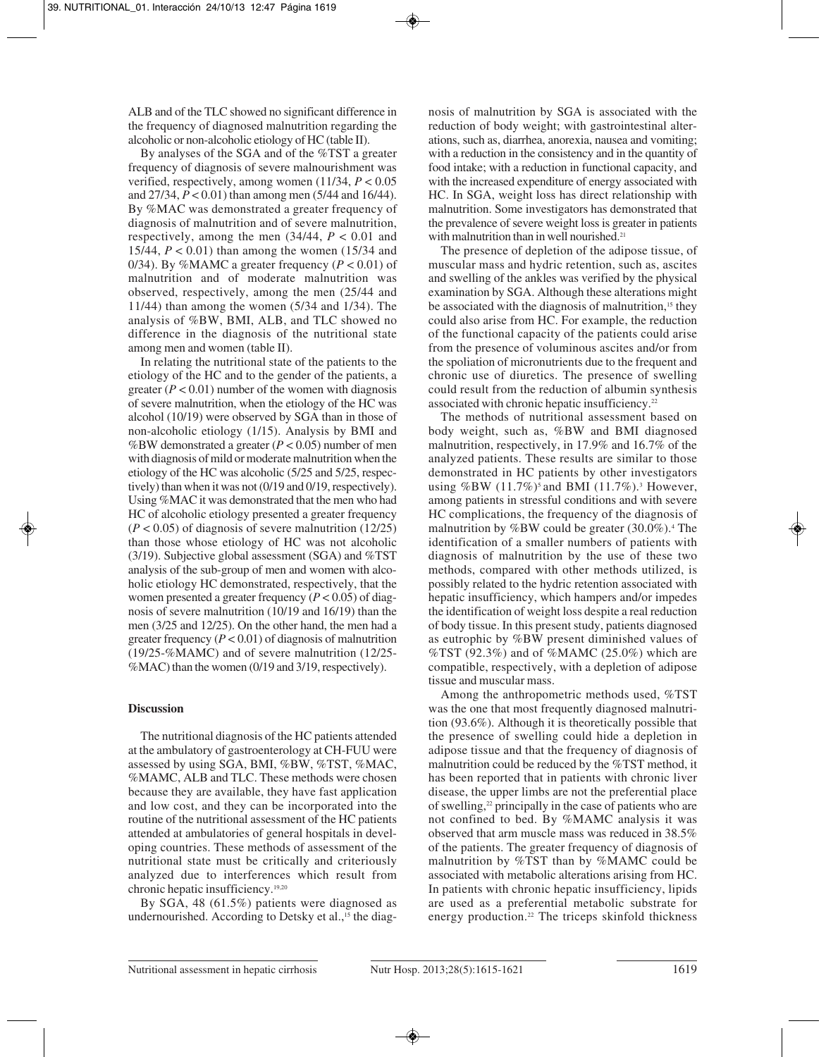ALB and of the TLC showed no significant difference in the frequency of diagnosed malnutrition regarding the alcoholic or non-alcoholic etiology of HC (table II).

By analyses of the SGA and of the %TST a greater frequency of diagnosis of severe malnourishment was verified, respectively, among women (11/34, $P < 0.05$ and 27/34, $P < 0.01$) than among men (5/44 and 16/44). By %MAC was demonstrated a greater frequency of diagnosis of malnutrition and of severe malnutrition, respectively, among the men (34/44, $P < 0.01$ and 15/44, $P < 0.01$) than among the women (15/34 and 0/34). By %MAMC a greater frequency ($P < 0.01$) of malnutrition and of moderate malnutrition was observed, respectively, among the men (25/44 and 11/44) than among the women (5/34 and 1/34). The analysis of %BW, BMI, ALB, and TLC showed no difference in the diagnosis of the nutritional state among men and women (table II).

In relating the nutritional state of the patients to the etiology of the HC and to the gender of the patients, a greater ($P < 0.01$) number of the women with diagnosis of severe malnutrition, when the etiology of the HC was alcohol (10/19) were observed by SGA than in those of non-alcoholic etiology (1/15). Analysis by BMI and %BW demonstrated a greater ($P < 0.05$) number of men with diagnosis of mild or moderate malnutrition when the etiology of the HC was alcoholic (5/25 and 5/25, respectively) than when it was not (0/19 and 0/19, respectively). Using %MAC it was demonstrated that the men who had HC of alcoholic etiology presented a greater frequency ($P < 0.05$) of diagnosis of severe malnutrition (12/25) than those whose etiology of HC was not alcoholic (3/19). Subjective global assessment (SGA) and %TST analysis of the sub-group of men and women with alcoholic etiology HC demonstrated, respectively, that the women presented a greater frequency ($P < 0.05$) of diagnosis of severe malnutrition (10/19 and 16/19) than the men (3/25 and 12/25). On the other hand, the men had a greater frequency ($P < 0.01$) of diagnosis of malnutrition (19/25-%MAMC) and of severe malnutrition (12/25-%MAC) than the women (0/19 and 3/19, respectively).

## Discussion

The nutritional diagnosis of the HC patients attended at the ambulatory of gastroenterology at CH-FUU were assessed by using SGA, BMI, %BW, %TST, %MAC, %MAMC, ALB and TLC. These methods were chosen because they are available, they have fast application and low cost, and they can be incorporated into the routine of the nutritional assessment of the HC patients attended at ambulatories of general hospitals in developing countries. These methods of assessment of the nutritional state must be critically and criteriously analyzed due to interferences which result from chronic hepatic insufficiency.[19,20]

By SGA, 48 (61.5%) patients were diagnosed as undernourished. According to Detsky et al.,[15] the diagnosis of malnutrition by SGA is associated with the reduction of body weight; with gastrointestinal alterations, such as, diarrhea, anorexia, nausea and vomiting; with a reduction in the consistency and in the quantity of food intake; with a reduction in functional capacity, and with the increased expenditure of energy associated with HC. In SGA, weight loss has direct relationship with malnutrition. Some investigators has demonstrated that the prevalence of severe weight loss is greater in patients with malnutrition than in well nourished.[21]

The presence of depletion of the adipose tissue, of muscular mass and hydric retention, such as, ascites and swelling of the ankles was verified by the physical examination by SGA. Although these alterations might be associated with the diagnosis of malnutrition,[15] they could also arise from HC. For example, the reduction of the functional capacity of the patients could arise from the presence of voluminous ascites and/or from the spoliation of micronutrients due to the frequent and chronic use of diuretics. The presence of swelling could result from the reduction of albumin synthesis associated with chronic hepatic insufficiency.[22]

The methods of nutritional assessment based on body weight, such as, %BW and BMI diagnosed malnutrition, respectively, in 17.9% and 16.7% of the analyzed patients. These results are similar to those demonstrated in HC patients by other investigators using %BW (11.7%)[5] and BMI (11.7%).[3] However, among patients in stressful conditions and with severe HC complications, the frequency of the diagnosis of malnutrition by %BW could be greater (30.0%).[4] The identification of a smaller numbers of patients with diagnosis of malnutrition by the use of these two methods, compared with other methods utilized, is possibly related to the hydric retention associated with hepatic insufficiency, which hampers and/or impedes the identification of weight loss despite a real reduction of body tissue. In this present study, patients diagnosed as eutrophic by %BW present diminished values of %TST (92.3%) and of %MAMC (25.0%) which are compatible, respectively, with a depletion of adipose tissue and muscular mass.

Among the anthropometric methods used, %TST was the one that most frequently diagnosed malnutrition (93.6%). Although it is theoretically possible that the presence of swelling could hide a depletion in adipose tissue and that the frequency of diagnosis of malnutrition could be reduced by the %TST method, it has been reported that in patients with chronic liver disease, the upper limbs are not the preferential place of swelling,[22] principally in the case of patients who are not confined to bed. By %MAMC analysis it was observed that arm muscle mass was reduced in 38.5% of the patients. The greater frequency of diagnosis of malnutrition by %TST than by %MAMC could be associated with metabolic alterations arising from HC. In patients with chronic hepatic insufficiency, lipids are used as a preferential metabolic substrate for energy production.[22] The triceps skinfold thickness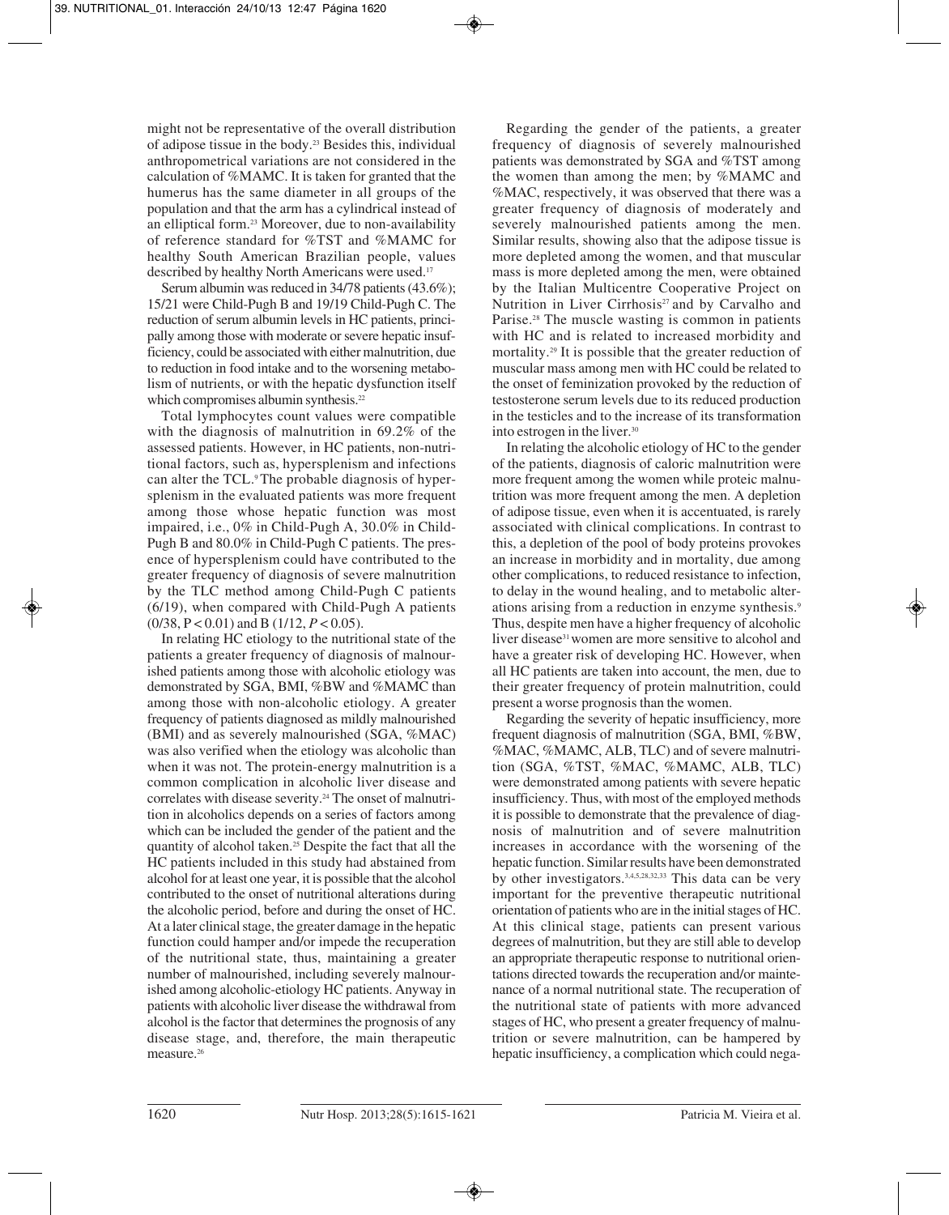might not be representative of the overall distribution of adipose tissue in the body.[23] Besides this, individual anthropometrical variations are not considered in the calculation of %MAMC. It is taken for granted that the humerus has the same diameter in all groups of the population and that the arm has a cylindrical instead of an elliptical form.[23] Moreover, due to non-availability of reference standard for %TST and %MAMC for healthy South American Brazilian people, values described by healthy North Americans were used.[17]

Serum albumin was reduced in 34/78 patients (43.6%); 15/21 were Child-Pugh B and 19/19 Child-Pugh C. The reduction of serum albumin levels in HC patients, principally among those with moderate or severe hepatic insufficiency, could be associated with either malnutrition, due to reduction in food intake and to the worsening metabolism of nutrients, or with the hepatic dysfunction itself which compromises albumin synthesis.[22]

Total lymphocytes count values were compatible with the diagnosis of malnutrition in 69.2% of the assessed patients. However, in HC patients, non-nutritional factors, such as, hypersplenism and infections can alter the TCL.[9] The probable diagnosis of hypersplenism in the evaluated patients was more frequent among those whose hepatic function was most impaired, i.e., 0% in Child-Pugh A, 30.0% in Child-Pugh B and 80.0% in Child-Pugh C patients. The presence of hypersplenism could have contributed to the greater frequency of diagnosis of severe malnutrition by the TLC method among Child-Pugh C patients (6/19), when compared with Child-Pugh A patients (0/38, $P < 0.01$) and B (1/12, $P < 0.05$).

In relating HC etiology to the nutritional state of the patients a greater frequency of diagnosis of malnourished patients among those with alcoholic etiology was demonstrated by SGA, BMI, %BW and %MAMC than among those with non-alcoholic etiology. A greater frequency of patients diagnosed as mildly malnourished (BMI) and as severely malnourished (SGA, %MAC) was also verified when the etiology was alcoholic than when it was not. The protein-energy malnutrition is a common complication in alcoholic liver disease and correlates with disease severity.[24] The onset of malnutrition in alcoholics depends on a series of factors among which can be included the gender of the patient and the quantity of alcohol taken.[25] Despite the fact that all the HC patients included in this study had abstained from alcohol for at least one year, it is possible that the alcohol contributed to the onset of nutritional alterations during the alcoholic period, before and during the onset of HC. At a later clinical stage, the greater damage in the hepatic function could hamper and/or impede the recuperation of the nutritional state, thus, maintaining a greater number of malnourished, including severely malnourished among alcoholic-etiology HC patients. Anyway in patients with alcoholic liver disease the withdrawal from alcohol is the factor that determines the prognosis of any disease stage, and, therefore, the main therapeutic measure.[26]

Regarding the gender of the patients, a greater frequency of diagnosis of severely malnourished patients was demonstrated by SGA and %TST among the women than among the men; by %MAMC and %MAC, respectively, it was observed that there was a greater frequency of diagnosis of moderately and severely malnourished patients among the men. Similar results, showing also that the adipose tissue is more depleted among the women, and that muscular mass is more depleted among the men, were obtained by the Italian Multicentre Cooperative Project on Nutrition in Liver Cirrhosis[27] and by Carvalho and Parise.[28] The muscle wasting is common in patients with HC and is related to increased morbidity and mortality.[29] It is possible that the greater reduction of muscular mass among men with HC could be related to the onset of feminization provoked by the reduction of testosterone serum levels due to its reduced production in the testicles and to the increase of its transformation into estrogen in the liver.[30]

In relating the alcoholic etiology of HC to the gender of the patients, diagnosis of caloric malnutrition were more frequent among the women while proteic malnutrition was more frequent among the men. A depletion of adipose tissue, even when it is accentuated, is rarely associated with clinical complications. In contrast to this, a depletion of the pool of body proteins provokes an increase in morbidity and in mortality, due among other complications, to reduced resistance to infection, to delay in the wound healing, and to metabolic alterations arising from a reduction in enzyme synthesis.[9] Thus, despite men have a higher frequency of alcoholic liver disease[31] women are more sensitive to alcohol and have a greater risk of developing HC. However, when all HC patients are taken into account, the men, due to their greater frequency of protein malnutrition, could present a worse prognosis than the women.

Regarding the severity of hepatic insufficiency, more frequent diagnosis of malnutrition (SGA, BMI, %BW, %MAC, %MAMC, ALB, TLC) and of severe malnutrition (SGA, %TST, %MAC, %MAMC, ALB, TLC) were demonstrated among patients with severe hepatic insufficiency. Thus, with most of the employed methods it is possible to demonstrate that the prevalence of diagnosis of malnutrition and of severe malnutrition increases in accordance with the worsening of the hepatic function. Similar results have been demonstrated by other investigators.[3,4,5,28,32,33] This data can be very important for the preventive therapeutic nutritional orientation of patients who are in the initial stages of HC. At this clinical stage, patients can present various degrees of malnutrition, but they are still able to develop an appropriate therapeutic response to nutritional orientations directed towards the recuperation and/or maintenance of a normal nutritional state. The recuperation of the nutritional state of patients with more advanced stages of HC, who present a greater frequency of malnutrition or severe malnutrition, can be hampered by hepatic insufficiency, a complication which could nega-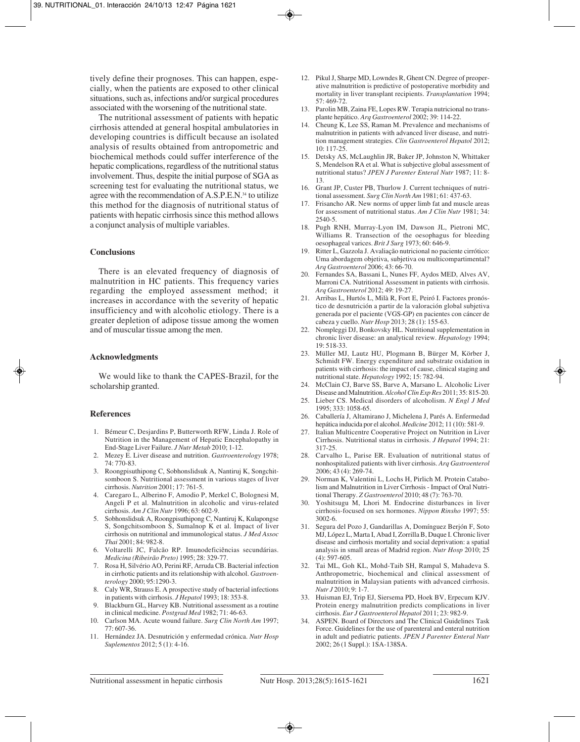tively define their prognoses. This can happen, especially, when the patients are exposed to other clinical situations, such as, infections and/or surgical procedures associated with the worsening of the nutritional state.

The nutritional assessment of patients with hepatic cirrhosis attended at general hospital ambulatories in developing countries is difficult because an isolated analysis of results obtained from antropometric and biochemical methods could suffer interference of the hepatic complications, regardless of the nutritional status involvement. Thus, despite the initial purpose of SGA as screening test for evaluating the nutritional status, we agree with the recommendation of A.S.P.E.N.[34] to utilize this method for the diagnosis of nutritional status of patients with hepatic cirrhosis since this method allows a conjunct analysis of multiple variables.

## Conclusions

There is an elevated frequency of diagnosis of malnutrition in HC patients. This frequency varies regarding the employed assessment method; it increases in accordance with the severity of hepatic insufficiency and with alcoholic etiology. There is a greater depletion of adipose tissue among the women and of muscular tissue among the men.

## Acknowledgments

We would like to thank the CAPES-Brazil, for the scholarship granted.

## References

1. Bémeur C, Desjardins P, Butterworth RFW, Linda J. Role of Nutrition in the Management of Hepatic Encephalopathy in End-Stage Liver Failure. *J Nutr Metab* 2010; 1-12.
2. Mezey E. Liver disease and nutrition. *Gastroenterology* 1978; 74: 770-83.
3. Roongpisuthipong C, Sobhonslidsuk A, Nantiruj K, Songchitsomboon S. Nutritional assessment in various stages of liver cirrhosis. *Nutrition* 2001; 17: 761-5.
4. Caregaro L, Alberino F, Amodio P, Merkel C, Bolognesi M, Angeli P et al. Malnutrition in alcoholic and virus-related cirrhosis. *Am J Clin Nutr* 1996; 63: 602-9.
5. Sobhonslidsuk A, Roongpisuthipong C, Nantiruj K, Kulapongse S, Songchitsomboon S, Sumalnop K et al. Impact of liver cirrhosis on nutritional and immunological status. *J Med Assoc Thai* 2001; 84: 982-8.
6. Voltarelli JC, Falcão RP. Imunodeficiências secundárias. *Medicina (Ribeirão Preto)* 1995; 28: 329-77.
7. Rosa H, Silvério AO, Perini RF, Arruda CB. Bacterial infection in cirrhotic patients and its relationship with alcohol. *Gastroenterology* 2000; 95:1290-3.
8. Caly WR, Strauss E. A prospective study of bacterial infections in patients with cirrhosis. *J Hepatol* 1993; 18: 353-8.
9. Blackburn GL, Harvey KB. Nutritional assessment as a routine in clinical medicine. *Postgrad Med* 1982; 71: 46-63.
10. Carlson MA. Acute wound failure. *Surg Clin North Am* 1997; 77: 607-36.
11. Hernández JA. Desnutrición y enfermedad crónica. *Nutr Hosp Suplementos* 2012; 5 (1): 4-16.
12. Pikul J, Sharpe MD, Lowndes R, Ghent CN. Degree of preoperative malnutrition is predictive of postoperative morbidity and mortality in liver transplant recipients. *Transplantation* 1994; 57: 469-72.
13. Parolin MB, Zaina FE, Lopes RW. Terapia nutricional no transplante hepático. *Arq Gastroenterol* 2002; 39: 114-22.
14. Cheung K, Lee SS, Raman M. Prevalence and mechanisms of malnutrition in patients with advanced liver disease, and nutrition management strategies. *Clin Gastroenterol Hepatol* 2012; 10: 117-25.
15. Detsky AS, McLaughlin JR, Baker JP, Johnston N, Whittaker S, Mendelson RA et al. What is subjective global assessment of nutritional status? *JPEN J Parenter Enteral Nutr* 1987; 11: 8-13.
16. Grant JP, Custer PB, Thurlow J. Current techniques of nutritional assessment. *Surg Clin North Am* 1981; 61: 437-63.
17. Frisancho AR. New norms of upper limb fat and muscle areas for assessment of nutritional status. *Am J Clin Nutr* 1981; 34: 2540-5.
18. Pugh RNH, Murray-Lyon IM, Dawson JL, Pietroni MC, Williams R. Transection of the oesophagus for bleeding oesophageal varices. *Brit J Surg* 1973; 60: 646-9.
19. Ritter L, Gazzola J. Avaliação nutricional no paciente cirrótico: Uma abordagem objetiva, subjetiva ou multicompartimental? *Arq Gastroenterol* 2006; 43: 66-70.
20. Fernandes SA, Bassani L, Nunes FF, Aydos MED, Alves AV, Marroni CA. Nutritional Assessment in patients with cirrhosis. *Arq Gastroenterol* 2012; 49: 19-27.
21. Arribas L, Hurtós L, Milà R, Fort E, Peiró I. Factores pronóstico de desnutrición a partir de la valoración global subjetiva generada por el paciente (VGS-GP) en pacientes con cáncer de cabeza y cuello. *Nutr Hosp* 2013; 28 (1): 155-63.
22. Nompleggi DJ, Bonkovsky HL. Nutritional supplementation in chronic liver disease: an analytical review. *Hepatology* 1994; 19: 518-33.
23. Müller MJ, Lautz HU, Plogmann B, Bürger M, Körber J, Schmidt FW. Energy expenditure and substrate oxidation in patients with cirrhosis: the impact of cause, clinical staging and nutritional state. *Hepatology* 1992; 15: 782-94.
24. McClain CJ, Barve SS, Barve A, Marsano L. Alcoholic Liver Disease and Malnutrition. *Alcohol Clin Exp Res* 2011; 35: 815-20.
25. Lieber CS. Medical disorders of alcoholism. *N Engl J Med* 1995; 333: 1058-65.
26. Caballería J, Altamirano J, Michelena J, Parés A. Enfermedad hepática inducida por el alcohol. *Medicine* 2012; 11 (10): 581-9.
27. Italian Multicentre Cooperative Project on Nutrition in Liver Cirrhosis. Nutritional status in cirrhosis. *J Hepatol* 1994; 21: 317-25.
28. Carvalho L, Parise ER. Evaluation of nutritional status of nonhospitalized patients with liver cirrhosis. *Arq Gastroenterol* 2006; 43 (4): 269-74.
29. Norman K, Valentini L, Lochs H, Pirlich M. Protein Catabolism and Malnutrition in Liver Cirrhosis - Impact of Oral Nutritional Therapy. *Z Gastroenterol* 2010; 48 (7): 763-70.
30. Yoshitsugu M, Lhori M. Endocrine disturbances in liver cirrhosis-focused on sex hormones. *Nippon Rinsho* 1997; 55: 3002-6.
31. Segura del Pozo J, Gandarillas A, Domínguez Berjón F, Soto MJ, López L, Marta I, Abad I, Zorrilla B, Duque I. Chronic liver disease and cirrhosis mortality and social deprivation: a spatial analysis in small areas of Madrid region. *Nutr Hosp* 2010; 25 (4): 597-605.
32. Tai ML, Goh KL, Mohd-Taib SH, Rampal S, Mahadeva S. Anthropometric, biochemical and clinical assessment of malnutrition in Malaysian patients with advanced cirrhosis. *Nutr J* 2010; 9: 1-7.
33. Huisman EJ, Trip EJ, Siersema PD, Hoek BV, Erpecum KJV. Protein energy malnutrition predicts complications in liver cirrhosis. *Eur J Gastroenterol Hepatol* 2011; 23: 982-9.
34. ASPEN. Board of Directors and The Clinical Guidelines Task Force. Guidelines for the use of parenteral and enteral nutrition in adult and pediatric patients. *JPEN J Parenter Enteral Nutr* 2002; 26 (1 Suppl.): 1SA-138SA.